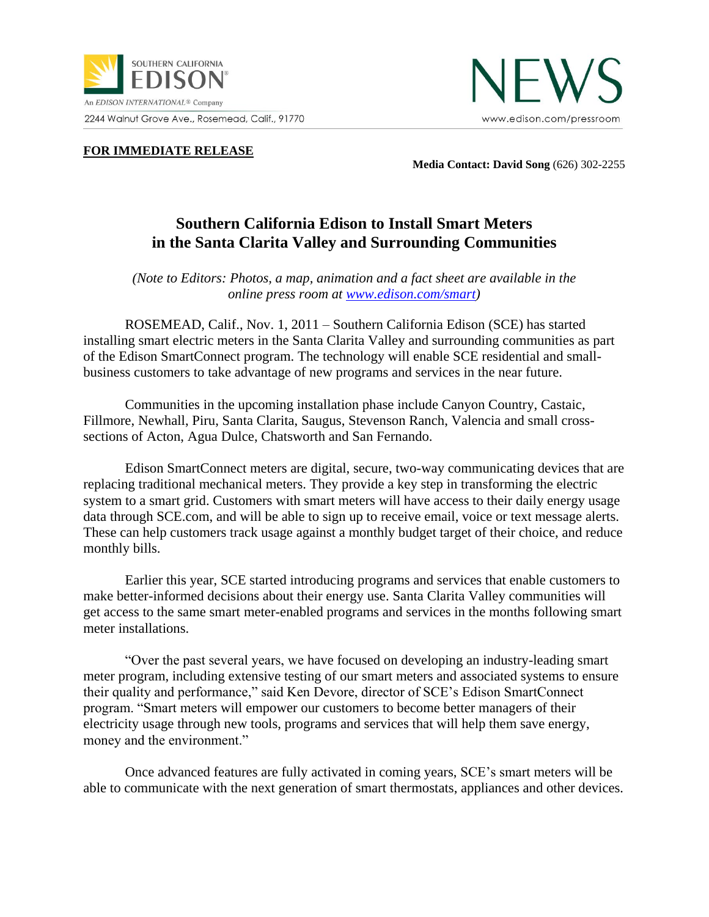SOUTHERN CALIFORNIA EDISON®

An *EDISON INTERNATIONAL®* Company

2244 Walnut Grove Ave., Rosemead, Calif., 91770

NEWS

www.edison.com/pressroom

**FOR IMMEDIATE RELEASE**

**Media Contact: David Song** (626) 302-2255

# Southern California Edison to Install Smart Meters in the Santa Clarita Valley and Surrounding Communities

*(Note to Editors: Photos, a map, animation and a fact sheet are available in the online press room at [www.edison.com/smart](www.edison.com/smart))*

ROSEMEAD, Calif., Nov. 1, 2011 – Southern California Edison (SCE) has started installing smart electric meters in the Santa Clarita Valley and surrounding communities as part of the Edison SmartConnect program. The technology will enable SCE residential and small-business customers to take advantage of new programs and services in the near future.

Communities in the upcoming installation phase include Canyon Country, Castaic, Fillmore, Newhall, Piru, Santa Clarita, Saugus, Stevenson Ranch, Valencia and small cross-sections of Acton, Agua Dulce, Chatsworth and San Fernando.

Edison SmartConnect meters are digital, secure, two-way communicating devices that are replacing traditional mechanical meters. They provide a key step in transforming the electric system to a smart grid. Customers with smart meters will have access to their daily energy usage data through SCE.com, and will be able to sign up to receive email, voice or text message alerts. These can help customers track usage against a monthly budget target of their choice, and reduce monthly bills.

Earlier this year, SCE started introducing programs and services that enable customers to make better-informed decisions about their energy use. Santa Clarita Valley communities will get access to the same smart meter-enabled programs and services in the months following smart meter installations.

"Over the past several years, we have focused on developing an industry-leading smart meter program, including extensive testing of our smart meters and associated systems to ensure their quality and performance," said Ken Devore, director of SCE's Edison SmartConnect program. "Smart meters will empower our customers to become better managers of their electricity usage through new tools, programs and services that will help them save energy, money and the environment."

Once advanced features are fully activated in coming years, SCE's smart meters will be able to communicate with the next generation of smart thermostats, appliances and other devices.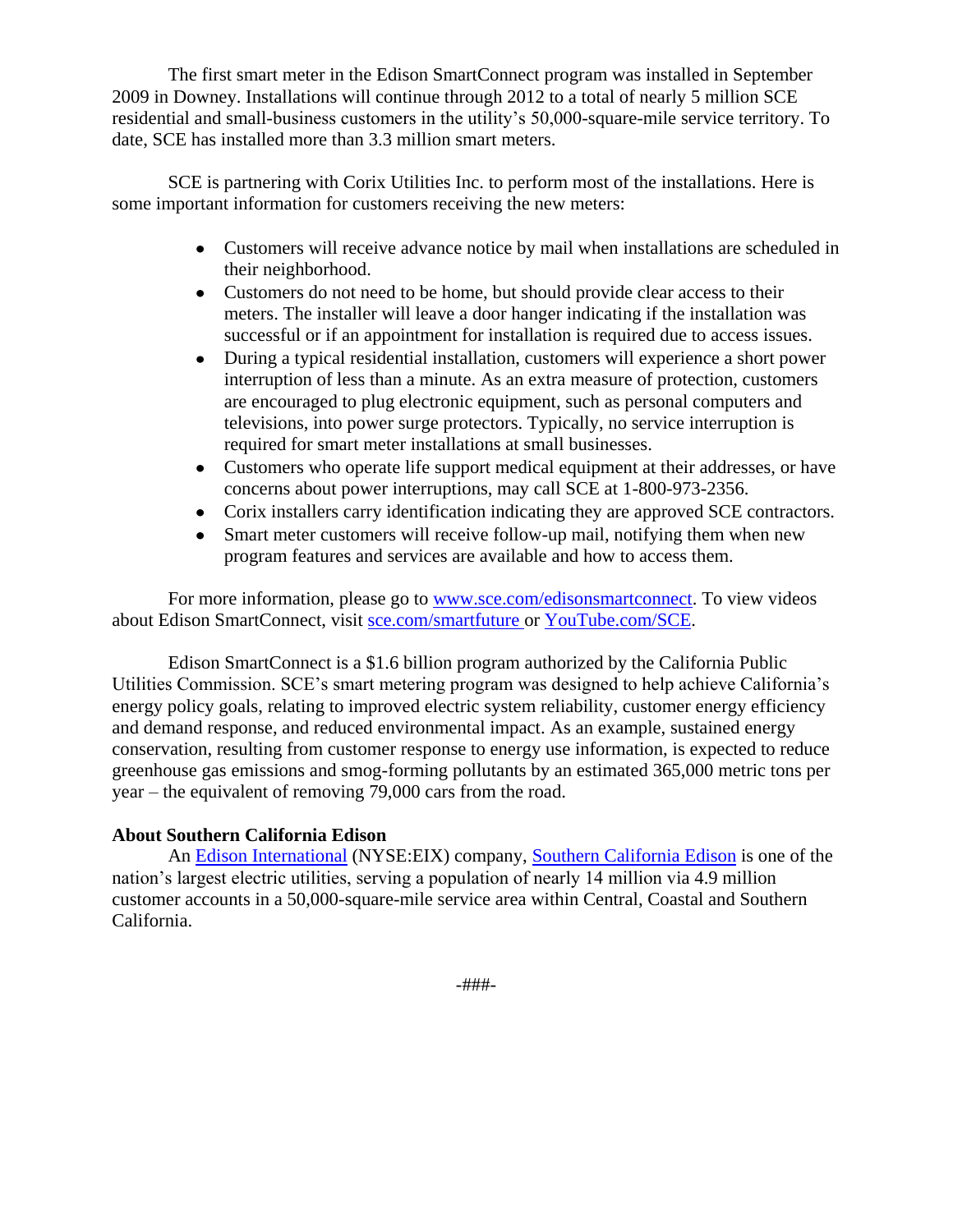The first smart meter in the Edison SmartConnect program was installed in September 2009 in Downey. Installations will continue through 2012 to a total of nearly 5 million SCE residential and small-business customers in the utility's 50,000-square-mile service territory. To date, SCE has installed more than 3.3 million smart meters.

SCE is partnering with Corix Utilities Inc. to perform most of the installations. Here is some important information for customers receiving the new meters:

- Customers will receive advance notice by mail when installations are scheduled in their neighborhood.
- Customers do not need to be home, but should provide clear access to their meters. The installer will leave a door hanger indicating if the installation was successful or if an appointment for installation is required due to access issues.
- During a typical residential installation, customers will experience a short power interruption of less than a minute. As an extra measure of protection, customers are encouraged to plug electronic equipment, such as personal computers and televisions, into power surge protectors. Typically, no service interruption is required for smart meter installations at small businesses.
- Customers who operate life support medical equipment at their addresses, or have concerns about power interruptions, may call SCE at 1-800-973-2356.
- Corix installers carry identification indicating they are approved SCE contractors.
- Smart meter customers will receive follow-up mail, notifying them when new program features and services are available and how to access them.

For more information, please go to [www.sce.com/edisonsmartconnect](www.sce.com/edisonsmartconnect). To view videos about Edison SmartConnect, visit [sce.com/smartfuture](sce.com/smartfuture) or [YouTube.com/SCE](YouTube.com/SCE).

Edison SmartConnect is a $1.6 billion program authorized by the California Public Utilities Commission. SCE's smart metering program was designed to help achieve California's energy policy goals, relating to improved electric system reliability, customer energy efficiency and demand response, and reduced environmental impact. As an example, sustained energy conservation, resulting from customer response to energy use information, is expected to reduce greenhouse gas emissions and smog-forming pollutants by an estimated 365,000 metric tons per year – the equivalent of removing 79,000 cars from the road.

**About Southern California Edison**

An Edison International (NYSE:EIX) company, Southern California Edison is one of the nation's largest electric utilities, serving a population of nearly 14 million via 4.9 million customer accounts in a 50,000-square-mile service area within Central, Coastal and Southern California.

-###-